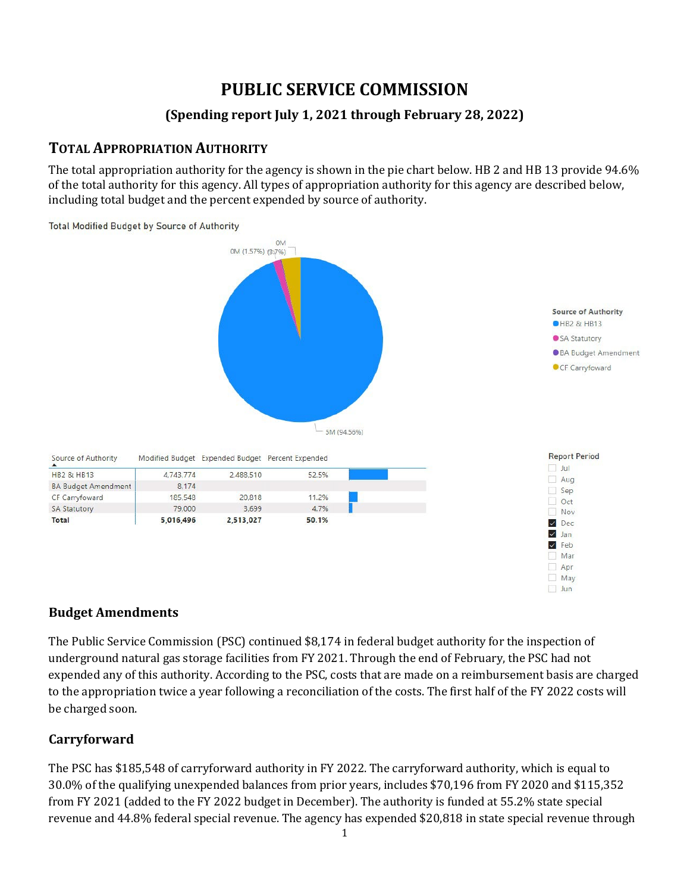# PUBLIC SERVICE COMMISSION

### (Spending report July 1, 2021 through February 28, 2022)

## TOTAL APPROPRIATION AUTHORITY

The total appropriation authority for the agency is shown in the pie chart below. HB 2 and HB 13 provide 94.6% of the total authority for this agency. All types of appropriation authority for this agency are described below, including total budget and the percent expended by source of authority.

Total Modified Budget by Source of Authority

| Source of Authority | Modified Budget | Expended Budget | Percent Expended |
|---|---|---|---|
| HB2 & HB13 | 4,743,774 | 2,488,510 | 52.5% |
| BA Budget Amendment | 8,174 | | |
| CF Carryfoward | 185,548 | 20,818 | 11.2% |
| SA Statutory | 79,000 | 3,699 | 4.7% |
| **Total** | **5,016,496** | **2,513,027** | **50.1%** |

### Budget Amendments

The Public Service Commission (PSC) continued $8,174 in federal budget authority for the inspection of underground natural gas storage facilities from FY 2021. Through the end of February, the PSC had not expended any of this authority. According to the PSC, costs that are made on a reimbursement basis are charged to the appropriation twice a year following a reconciliation of the costs. The first half of the FY 2022 costs will be charged soon.

### Carryforward

The PSC has $185,548 of carryforward authority in FY 2022. The carryforward authority, which is equal to 30.0% of the qualifying unexpended balances from prior years, includes $70,196 from FY 2020 and $115,352 from FY 2021 (added to the FY 2022 budget in December). The authority is funded at 55.2% state special revenue and 44.8% federal special revenue. The agency has expended $20,818 in state special revenue through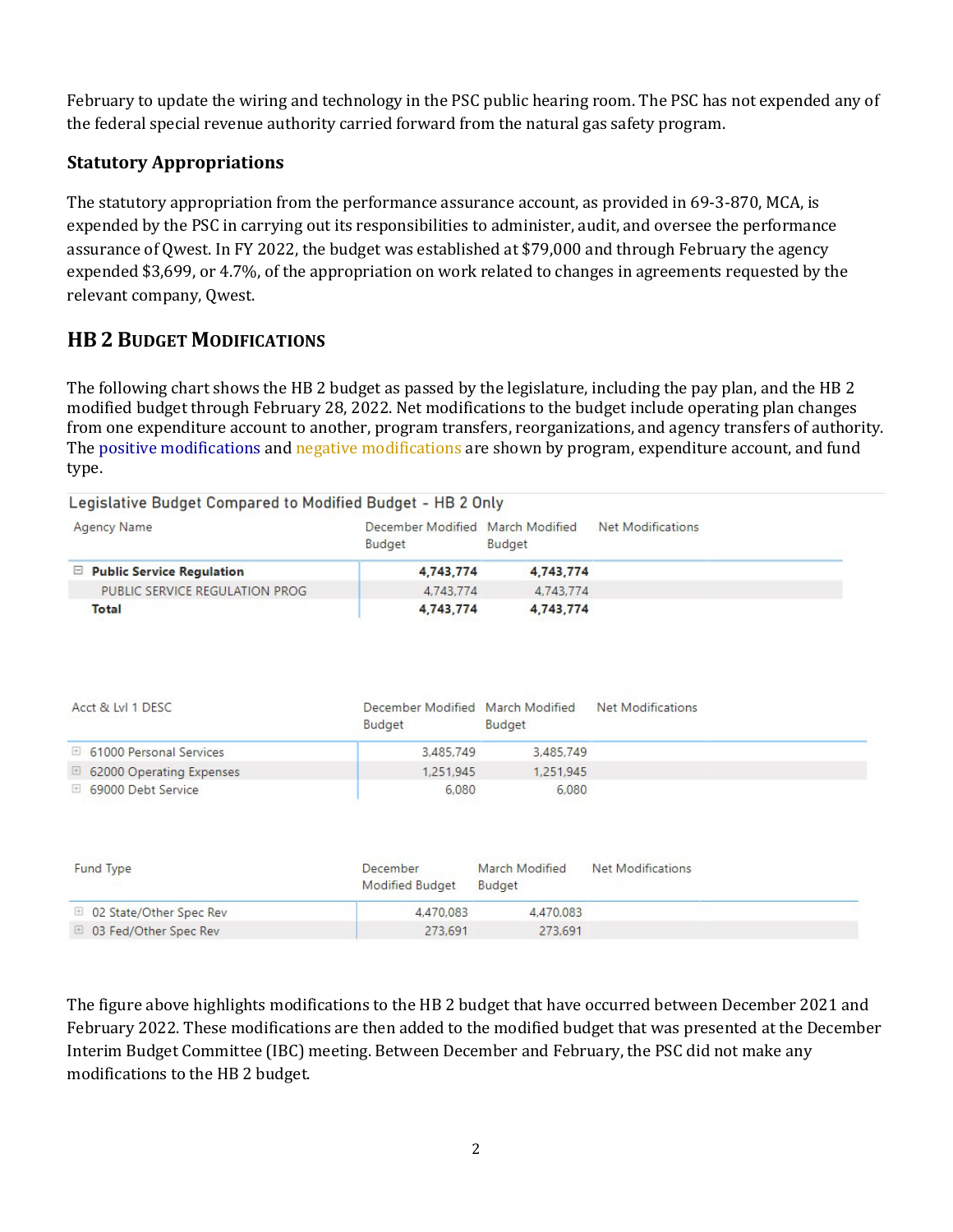February to update the wiring and technology in the PSC public hearing room. The PSC has not expended any of the federal special revenue authority carried forward from the natural gas safety program.

### Statutory Appropriations

The statutory appropriation from the performance assurance account, as provided in 69-3-870, MCA, is expended by the PSC in carrying out its responsibilities to administer, audit, and oversee the performance assurance of Qwest. In FY 2022, the budget was established at $79,000 and through February the agency expended $3,699, or 4.7%, of the appropriation on work related to changes in agreements requested by the relevant company, Qwest.

## HB 2 Budget Modifications

The following chart shows the HB 2 budget as passed by the legislature, including the pay plan, and the HB 2 modified budget through February 28, 2022. Net modifications to the budget include operating plan changes from one expenditure account to another, program transfers, reorganizations, and agency transfers of authority. The positive modifications and negative modifications are shown by program, expenditure account, and fund type.

Legislative Budget Compared to Modified Budget - HB 2 Only

| Agency Name | December Modified Budget | March Modified Budget | Net Modifications |
|---|---|---|---|
| **Public Service Regulation** | **4,743,774** | **4,743,774** | |
| PUBLIC SERVICE REGULATION PROG | 4,743,774 | 4,743,774 | |
| **Total** | **4,743,774** | **4,743,774** | |

| Acct & Lvl 1 DESC | December Modified Budget | March Modified Budget | Net Modifications |
|---|---|---|---|
| 61000 Personal Services | 3,485,749 | 3,485,749 | |
| 62000 Operating Expenses | 1,251,945 | 1,251,945 | |
| 69000 Debt Service | 6,080 | 6,080 | |

| Fund Type | December Modified Budget | March Modified Budget | Net Modifications |
|---|---|---|---|
| 02 State/Other Spec Rev | 4,470,083 | 4,470,083 | |
| 03 Fed/Other Spec Rev | 273,691 | 273,691 | |

The figure above highlights modifications to the HB 2 budget that have occurred between December 2021 and February 2022. These modifications are then added to the modified budget that was presented at the December Interim Budget Committee (IBC) meeting. Between December and February, the PSC did not make any modifications to the HB 2 budget.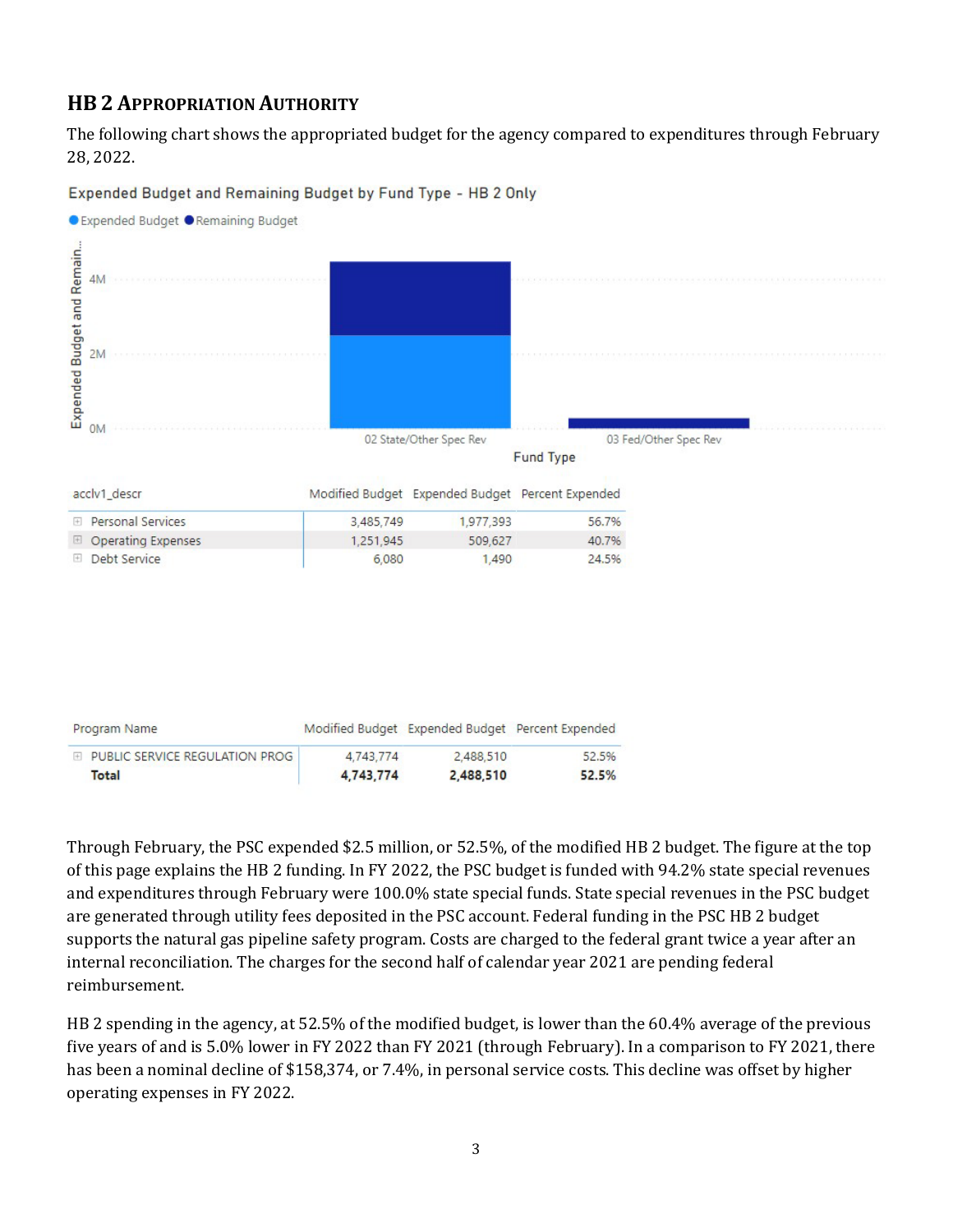## HB 2 APPROPRIATION AUTHORITY

The following chart shows the appropriated budget for the agency compared to expenditures through February 28, 2022.

Expended Budget and Remaining Budget by Fund Type - HB 2 Only

| acclv1_descr | Modified Budget | Expended Budget | Percent Expended |
|---|---|---|---|
| Personal Services | 3,485,749 | 1,977,393 | 56.7% |
| Operating Expenses | 1,251,945 | 509,627 | 40.7% |
| Debt Service | 6,080 | 1,490 | 24.5% |

| Program Name | Modified Budget | Expended Budget | Percent Expended |
|---|---|---|---|
| PUBLIC SERVICE REGULATION PROG | 4,743,774 | 2,488,510 | 52.5% |
| **Total** | **4,743,774** | **2,488,510** | **52.5%** |

Through February, the PSC expended $2.5 million, or 52.5%, of the modified HB 2 budget. The figure at the top of this page explains the HB 2 funding. In FY 2022, the PSC budget is funded with 94.2% state special revenues and expenditures through February were 100.0% state special funds. State special revenues in the PSC budget are generated through utility fees deposited in the PSC account. Federal funding in the PSC HB 2 budget supports the natural gas pipeline safety program. Costs are charged to the federal grant twice a year after an internal reconciliation. The charges for the second half of calendar year 2021 are pending federal reimbursement.

HB 2 spending in the agency, at 52.5% of the modified budget, is lower than the 60.4% average of the previous five years of and is 5.0% lower in FY 2022 than FY 2021 (through February). In a comparison to FY 2021, there has been a nominal decline of $158,374, or 7.4%, in personal service costs. This decline was offset by higher operating expenses in FY 2022.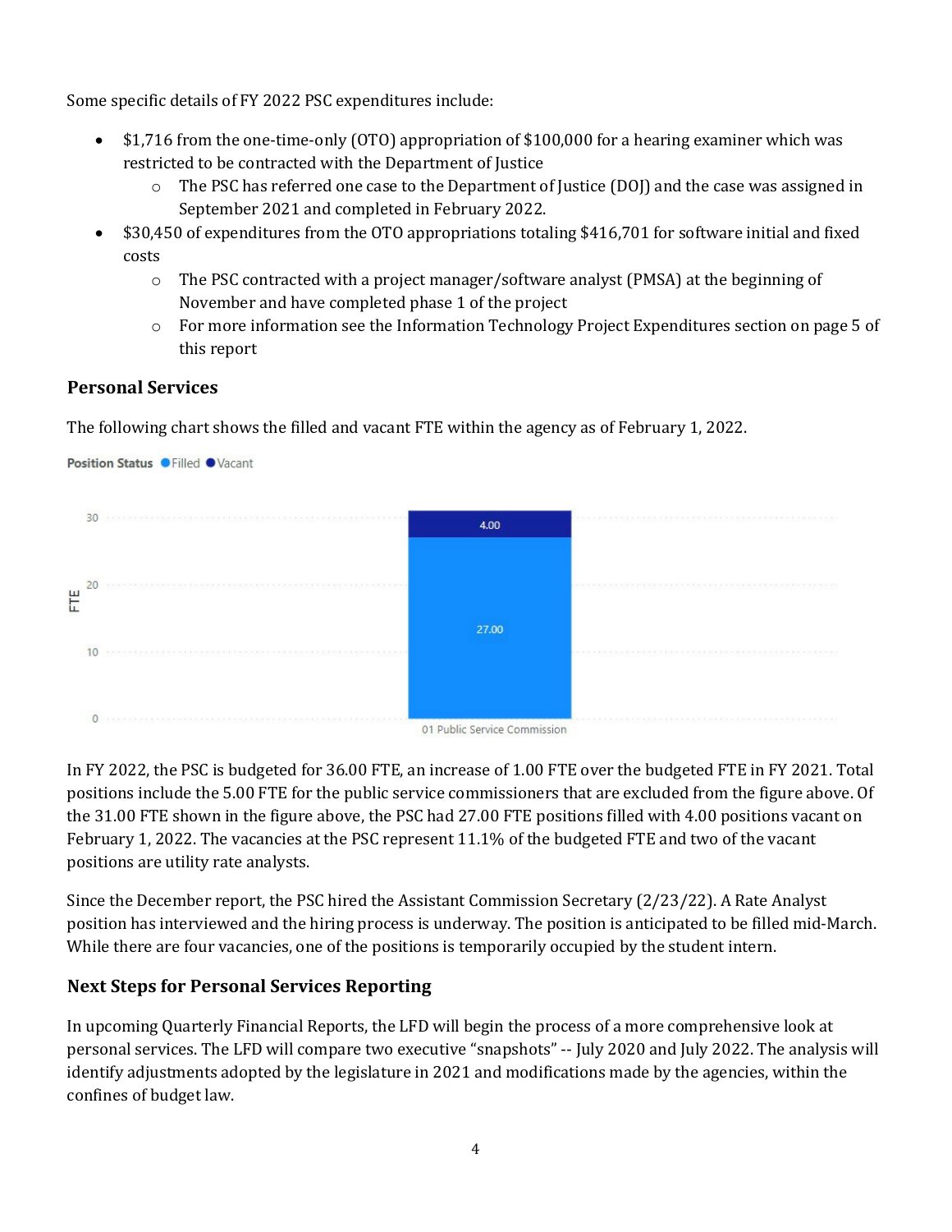Some specific details of FY 2022 PSC expenditures include:

- $1,716 from the one-time-only (OTO) appropriation of $100,000 for a hearing examiner which was restricted to be contracted with the Department of Justice
  - The PSC has referred one case to the Department of Justice (DOJ) and the case was assigned in September 2021 and completed in February 2022.
- $30,450 of expenditures from the OTO appropriations totaling $416,701 for software initial and fixed costs
  - The PSC contracted with a project manager/software analyst (PMSA) at the beginning of November and have completed phase 1 of the project
  - For more information see the Information Technology Project Expenditures section on page 5 of this report

## Personal Services

The following chart shows the filled and vacant FTE within the agency as of February 1, 2022.

Position Status ● Filled ● Vacant

| | Filled | Vacant |
|---|---|---|
| 01 Public Service Commission | 27.00 | 4.00 |

In FY 2022, the PSC is budgeted for 36.00 FTE, an increase of 1.00 FTE over the budgeted FTE in FY 2021. Total positions include the 5.00 FTE for the public service commissioners that are excluded from the figure above. Of the 31.00 FTE shown in the figure above, the PSC had 27.00 FTE positions filled with 4.00 positions vacant on February 1, 2022. The vacancies at the PSC represent 11.1% of the budgeted FTE and two of the vacant positions are utility rate analysts.

Since the December report, the PSC hired the Assistant Commission Secretary (2/23/22). A Rate Analyst position has interviewed and the hiring process is underway. The position is anticipated to be filled mid-March. While there are four vacancies, one of the positions is temporarily occupied by the student intern.

## Next Steps for Personal Services Reporting

In upcoming Quarterly Financial Reports, the LFD will begin the process of a more comprehensive look at personal services. The LFD will compare two executive "snapshots" -- July 2020 and July 2022. The analysis will identify adjustments adopted by the legislature in 2021 and modifications made by the agencies, within the confines of budget law.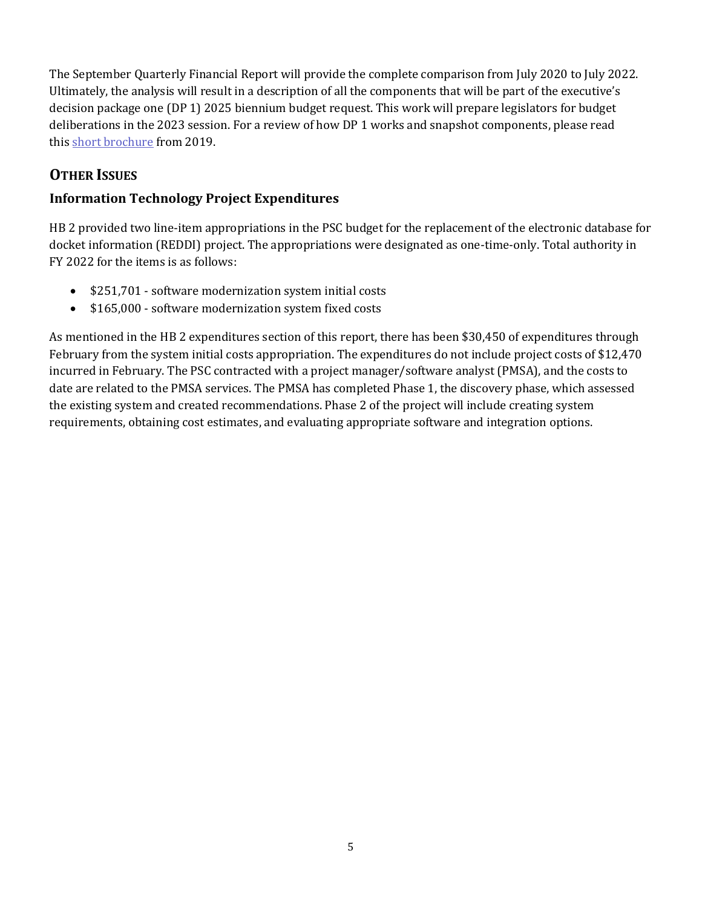The September Quarterly Financial Report will provide the complete comparison from July 2020 to July 2022. Ultimately, the analysis will result in a description of all the components that will be part of the executive's decision package one (DP 1) 2025 biennium budget request. This work will prepare legislators for budget deliberations in the 2023 session. For a review of how DP 1 works and snapshot components, please read this short brochure from 2019.

## OTHER ISSUES

### Information Technology Project Expenditures

HB 2 provided two line-item appropriations in the PSC budget for the replacement of the electronic database for docket information (REDDI) project. The appropriations were designated as one-time-only. Total authority in FY 2022 for the items is as follows:

- $251,701 - software modernization system initial costs
- $165,000 - software modernization system fixed costs

As mentioned in the HB 2 expenditures section of this report, there has been $30,450 of expenditures through February from the system initial costs appropriation. The expenditures do not include project costs of $12,470 incurred in February. The PSC contracted with a project manager/software analyst (PMSA), and the costs to date are related to the PMSA services. The PMSA has completed Phase 1, the discovery phase, which assessed the existing system and created recommendations. Phase 2 of the project will include creating system requirements, obtaining cost estimates, and evaluating appropriate software and integration options.